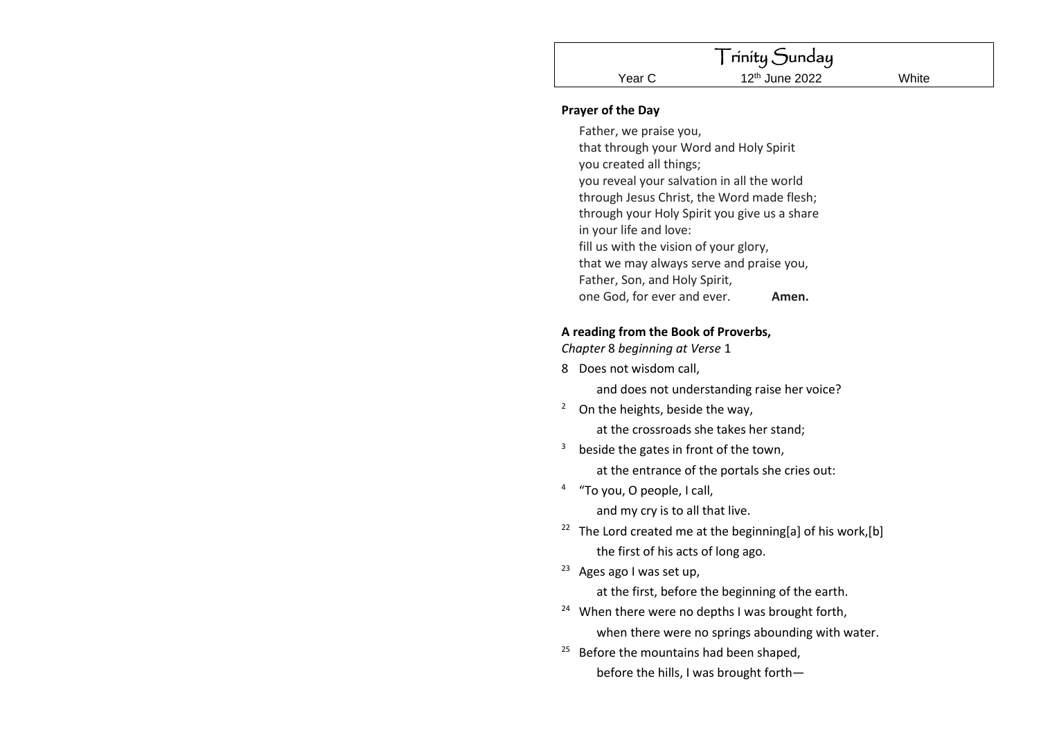# Trinity Sunday

Year C | 12th June 2022 | White

**Prayer of the Day**

Father, we praise you,
that through your Word and Holy Spirit
you created all things;
you reveal your salvation in all the world
through Jesus Christ, the Word made flesh;
through your Holy Spirit you give us a share
in your life and love:
fill us with the vision of your glory,
that we may always serve and praise you,
Father, Son, and Holy Spirit,
one God, for ever and ever. **Amen.**

**A reading from the Book of Proverbs,**
*Chapter* 8 *beginning at Verse* 1

8 Does not wisdom call,
and does not understanding raise her voice?

2 On the heights, beside the way,
at the crossroads she takes her stand;

3 beside the gates in front of the town,
at the entrance of the portals she cries out:

4 "To you, O people, I call,
and my cry is to all that live.

22 The Lord created me at the beginning[a] of his work,[b]
the first of his acts of long ago.

23 Ages ago I was set up,
at the first, before the beginning of the earth.

24 When there were no depths I was brought forth,
when there were no springs abounding with water.

25 Before the mountains had been shaped,
before the hills, I was brought forth—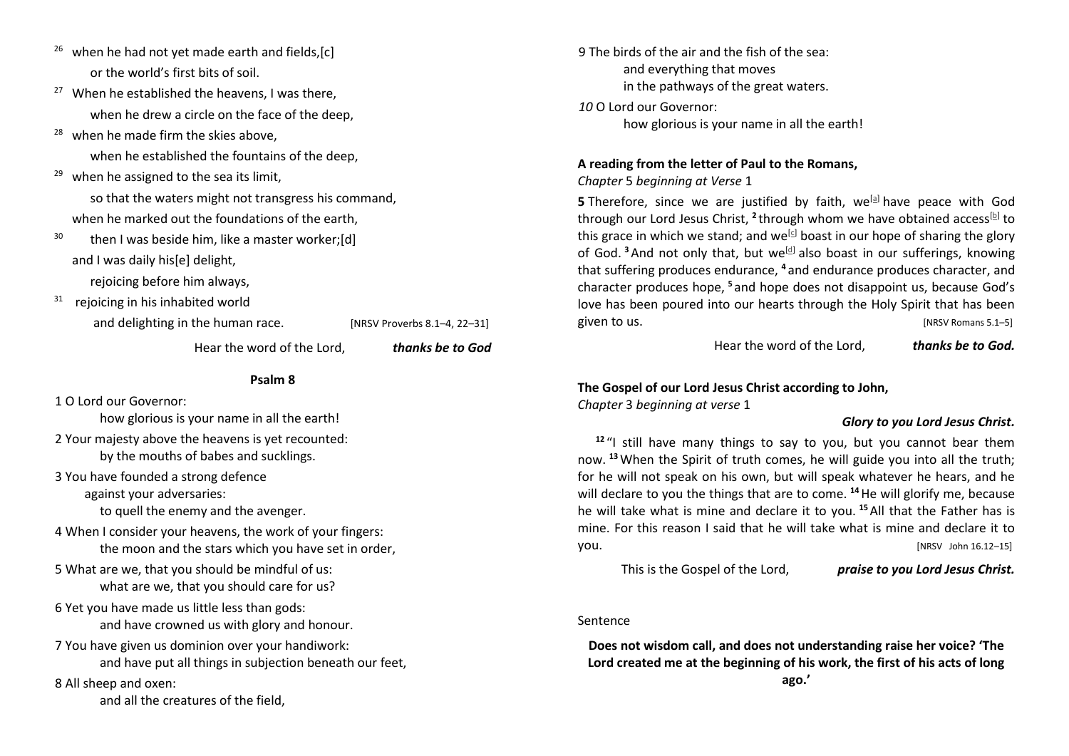[26] when he had not yet made earth and fields,[c]
or the world's first bits of soil.

[27] When he established the heavens, I was there,
when he drew a circle on the face of the deep,

[28] when he made firm the skies above,
when he established the fountains of the deep,

[29] when he assigned to the sea its limit,
so that the waters might not transgress his command,
when he marked out the foundations of the earth,

[30] then I was beside him, like a master worker;[d]
and I was daily his[e] delight,
rejoicing before him always,

[31] rejoicing in his inhabited world
and delighting in the human race. [NRSV Proverbs 8.1–4, 22–31]

Hear the word of the Lord, ***thanks be to God***

**Psalm 8**

1 O Lord our Governor:
how glorious is your name in all the earth!

2 Your majesty above the heavens is yet recounted:
by the mouths of babes and sucklings.

3 You have founded a strong defence
against your adversaries:
to quell the enemy and the avenger.

4 When I consider your heavens, the work of your fingers:
the moon and the stars which you have set in order,

5 What are we, that you should be mindful of us:
what are we, that you should care for us?

6 Yet you have made us little less than gods:
and have crowned us with glory and honour.

7 You have given us dominion over your handiwork:
and have put all things in subjection beneath our feet,

8 All sheep and oxen:
and all the creatures of the field,

9 The birds of the air and the fish of the sea:
and everything that moves
in the pathways of the great waters.

*10* O Lord our Governor:
how glorious is your name in all the earth!

**A reading from the letter of Paul to the Romans,**
*Chapter* 5 *beginning at Verse* 1

**5** Therefore, since we are justified by faith, we[a] have peace with God through our Lord Jesus Christ, **2** through whom we have obtained access[b] to this grace in which we stand; and we[c] boast in our hope of sharing the glory of God. **3** And not only that, but we[d] also boast in our sufferings, knowing that suffering produces endurance, **4** and endurance produces character, and character produces hope, **5** and hope does not disappoint us, because God's love has been poured into our hearts through the Holy Spirit that has been given to us. [NRSV Romans 5.1–5]

Hear the word of the Lord, ***thanks be to God.***

**The Gospel of our Lord Jesus Christ according to John,**
*Chapter* 3 *beginning at verse* 1

***Glory to you Lord Jesus Christ.***

**12** "I still have many things to say to you, but you cannot bear them now. **13** When the Spirit of truth comes, he will guide you into all the truth; for he will not speak on his own, but will speak whatever he hears, and he will declare to you the things that are to come. **14** He will glorify me, because he will take what is mine and declare it to you. **15** All that the Father has is mine. For this reason I said that he will take what is mine and declare it to you. [NRSV John 16.12–15]

This is the Gospel of the Lord, ***praise to you Lord Jesus Christ.***

Sentence

**Does not wisdom call, and does not understanding raise her voice? 'The Lord created me at the beginning of his work, the first of his acts of long ago.'**